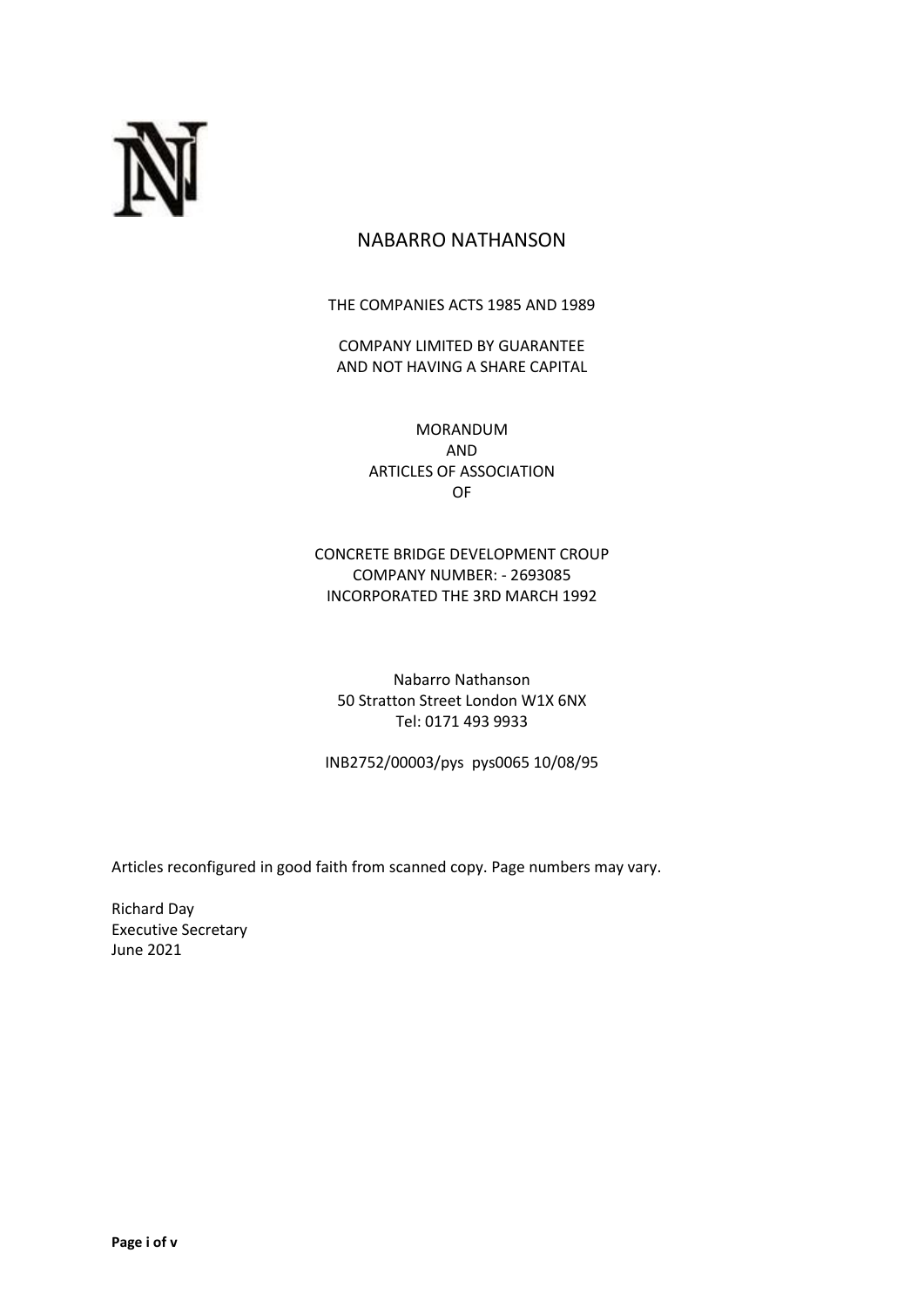# NABARRO NATHANSON

THE COMPANIES ACTS 1985 AND 1989

COMPANY LIMITED BY GUARANTEE
AND NOT HAVING A SHARE CAPITAL

MORANDUM
AND
ARTICLES OF ASSOCIATION
OF

CONCRETE BRIDGE DEVELOPMENT CROUP
COMPANY NUMBER: - 2693085
INCORPORATED THE 3RD MARCH 1992

Nabarro Nathanson
50 Stratton Street London W1X 6NX
Tel: 0171 493 9933

INB2752/00003/pys pys0065 10/08/95

Articles reconfigured in good faith from scanned copy. Page numbers may vary.

Richard Day
Executive Secretary
June 2021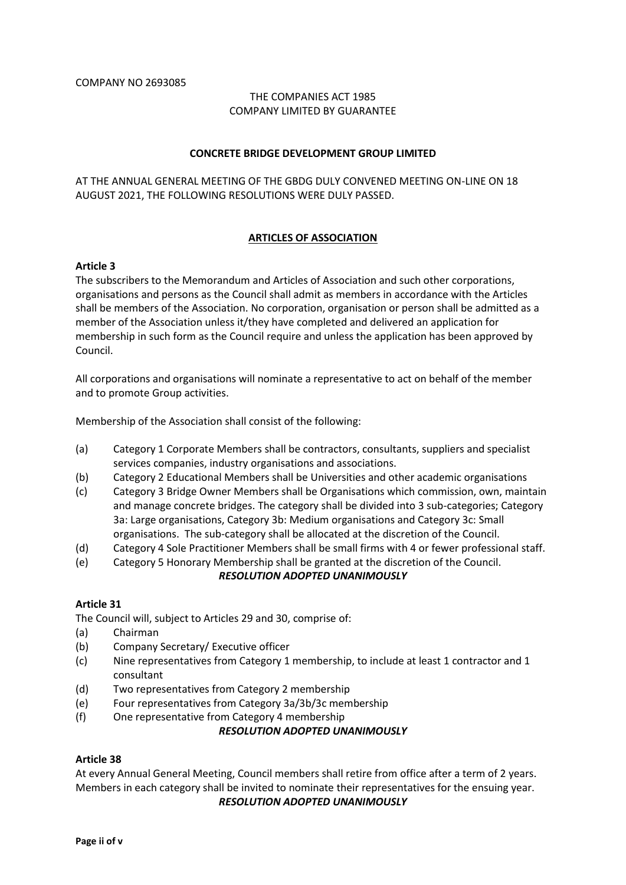COMPANY NO 2693085

THE COMPANIES ACT 1985
COMPANY LIMITED BY GUARANTEE

**CONCRETE BRIDGE DEVELOPMENT GROUP LIMITED**

AT THE ANNUAL GENERAL MEETING OF THE GBDG DULY CONVENED MEETING ON-LINE ON 18 AUGUST 2021, THE FOLLOWING RESOLUTIONS WERE DULY PASSED.

## ARTICLES OF ASSOCIATION

### Article 3

The subscribers to the Memorandum and Articles of Association and such other corporations, organisations and persons as the Council shall admit as members in accordance with the Articles shall be members of the Association. No corporation, organisation or person shall be admitted as a member of the Association unless it/they have completed and delivered an application for membership in such form as the Council require and unless the application has been approved by Council.

All corporations and organisations will nominate a representative to act on behalf of the member and to promote Group activities.

Membership of the Association shall consist of the following:

(a) Category 1 Corporate Members shall be contractors, consultants, suppliers and specialist services companies, industry organisations and associations.

(b) Category 2 Educational Members shall be Universities and other academic organisations

(c) Category 3 Bridge Owner Members shall be Organisations which commission, own, maintain and manage concrete bridges. The category shall be divided into 3 sub-categories; Category 3a: Large organisations, Category 3b: Medium organisations and Category 3c: Small organisations. The sub-category shall be allocated at the discretion of the Council.

(d) Category 4 Sole Practitioner Members shall be small firms with 4 or fewer professional staff.

(e) Category 5 Honorary Membership shall be granted at the discretion of the Council.

***RESOLUTION ADOPTED UNANIMOUSLY***

### Article 31

The Council will, subject to Articles 29 and 30, comprise of:

(a) Chairman

(b) Company Secretary/ Executive officer

(c) Nine representatives from Category 1 membership, to include at least 1 contractor and 1 consultant

(d) Two representatives from Category 2 membership

(e) Four representatives from Category 3a/3b/3c membership

(f) One representative from Category 4 membership

***RESOLUTION ADOPTED UNANIMOUSLY***

### Article 38

At every Annual General Meeting, Council members shall retire from office after a term of 2 years. Members in each category shall be invited to nominate their representatives for the ensuing year.

***RESOLUTION ADOPTED UNANIMOUSLY***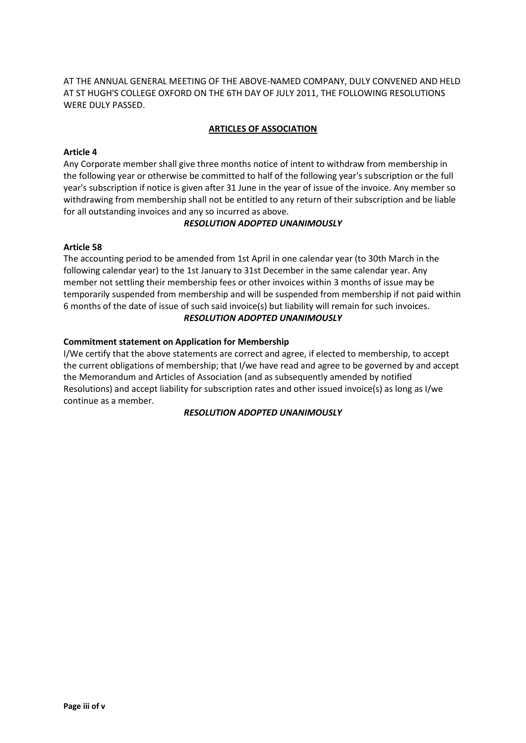AT THE ANNUAL GENERAL MEETING OF THE ABOVE-NAMED COMPANY, DULY CONVENED AND HELD AT ST HUGH'S COLLEGE OXFORD ON THE 6TH DAY OF JULY 2011, THE FOLLOWING RESOLUTIONS WERE DULY PASSED.

## ARTICLES OF ASSOCIATION

**Article 4**

Any Corporate member shall give three months notice of intent to withdraw from membership in the following year or otherwise be committed to half of the following year's subscription or the full year's subscription if notice is given after 31 June in the year of issue of the invoice. Any member so withdrawing from membership shall not be entitled to any return of their subscription and be liable for all outstanding invoices and any so incurred as above.

***RESOLUTION ADOPTED UNANIMOUSLY***

**Article 58**

The accounting period to be amended from 1st April in one calendar year (to 30th March in the following calendar year) to the 1st January to 31st December in the same calendar year. Any member not settling their membership fees or other invoices within 3 months of issue may be temporarily suspended from membership and will be suspended from membership if not paid within 6 months of the date of issue of such said invoice(s) but liability will remain for such invoices.

***RESOLUTION ADOPTED UNANIMOUSLY***

**Commitment statement on Application for Membership**

I/We certify that the above statements are correct and agree, if elected to membership, to accept the current obligations of membership; that I/we have read and agree to be governed by and accept the Memorandum and Articles of Association (and as subsequently amended by notified Resolutions) and accept liability for subscription rates and other issued invoice(s) as long as I/we continue as a member.

***RESOLUTION ADOPTED UNANIMOUSLY***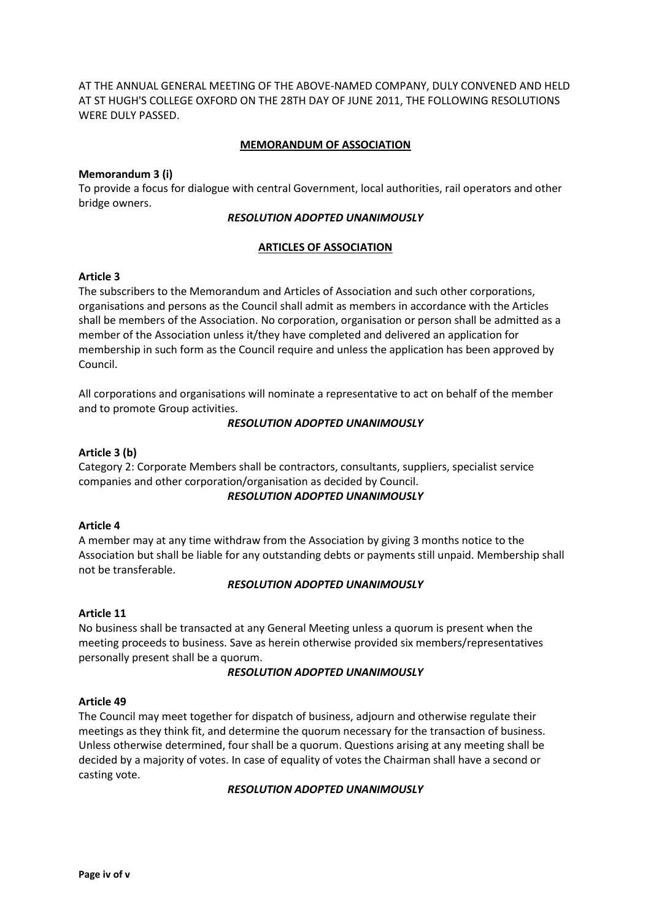AT THE ANNUAL GENERAL MEETING OF THE ABOVE-NAMED COMPANY, DULY CONVENED AND HELD AT ST HUGH'S COLLEGE OXFORD ON THE 28TH DAY OF JUNE 2011, THE FOLLOWING RESOLUTIONS WERE DULY PASSED.

## MEMORANDUM OF ASSOCIATION

**Memorandum 3 (i)**
To provide a focus for dialogue with central Government, local authorities, rail operators and other bridge owners.

***RESOLUTION ADOPTED UNANIMOUSLY***

## ARTICLES OF ASSOCIATION

**Article 3**
The subscribers to the Memorandum and Articles of Association and such other corporations, organisations and persons as the Council shall admit as members in accordance with the Articles shall be members of the Association. No corporation, organisation or person shall be admitted as a member of the Association unless it/they have completed and delivered an application for membership in such form as the Council require and unless the application has been approved by Council.

All corporations and organisations will nominate a representative to act on behalf of the member and to promote Group activities.

***RESOLUTION ADOPTED UNANIMOUSLY***

**Article 3 (b)**
Category 2: Corporate Members shall be contractors, consultants, suppliers, specialist service companies and other corporation/organisation as decided by Council.

***RESOLUTION ADOPTED UNANIMOUSLY***

**Article 4**
A member may at any time withdraw from the Association by giving 3 months notice to the Association but shall be liable for any outstanding debts or payments still unpaid. Membership shall not be transferable.

***RESOLUTION ADOPTED UNANIMOUSLY***

**Article 11**
No business shall be transacted at any General Meeting unless a quorum is present when the meeting proceeds to business. Save as herein otherwise provided six members/representatives personally present shall be a quorum.

***RESOLUTION ADOPTED UNANIMOUSLY***

**Article 49**
The Council may meet together for dispatch of business, adjourn and otherwise regulate their meetings as they think fit, and determine the quorum necessary for the transaction of business. Unless otherwise determined, four shall be a quorum. Questions arising at any meeting shall be decided by a majority of votes. In case of equality of votes the Chairman shall have a second or casting vote.

***RESOLUTION ADOPTED UNANIMOUSLY***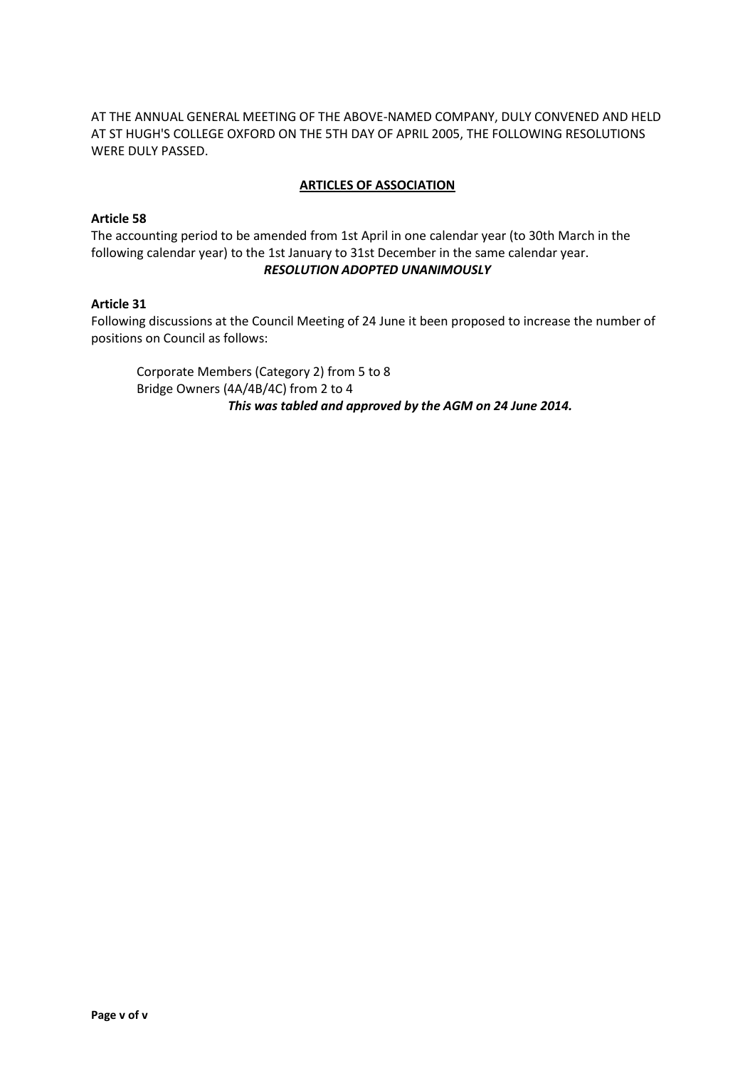AT THE ANNUAL GENERAL MEETING OF THE ABOVE-NAMED COMPANY, DULY CONVENED AND HELD AT ST HUGH'S COLLEGE OXFORD ON THE 5TH DAY OF APRIL 2005, THE FOLLOWING RESOLUTIONS WERE DULY PASSED.

## ARTICLES OF ASSOCIATION

**Article 58**

The accounting period to be amended from 1st April in one calendar year (to 30th March in the following calendar year) to the 1st January to 31st December in the same calendar year.

***RESOLUTION ADOPTED UNANIMOUSLY***

**Article 31**

Following discussions at the Council Meeting of 24 June it been proposed to increase the number of positions on Council as follows:

Corporate Members (Category 2) from 5 to 8
Bridge Owners (4A/4B/4C) from 2 to 4

***This was tabled and approved by the AGM on 24 June 2014.***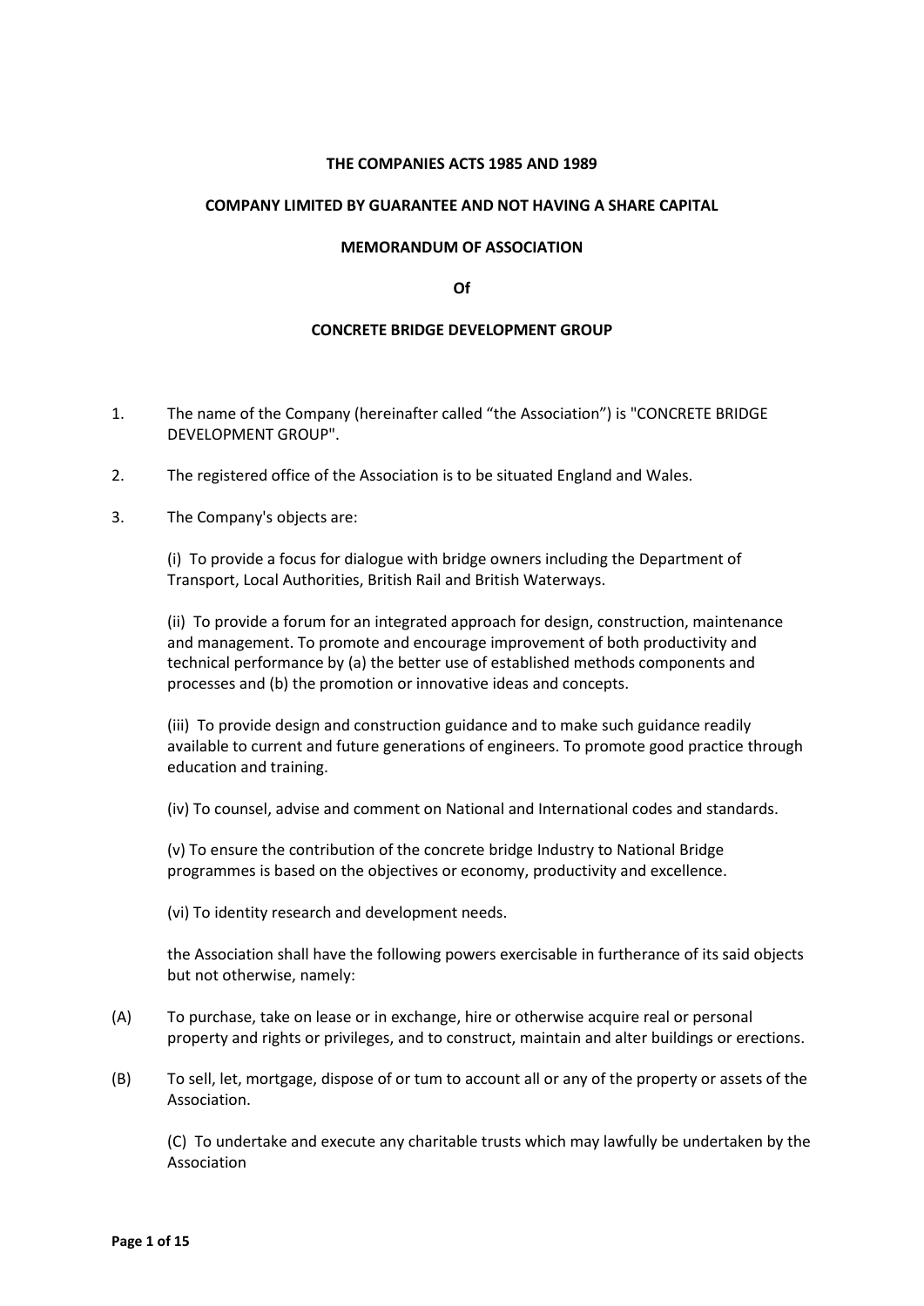**THE COMPANIES ACTS 1985 AND 1989**

**COMPANY LIMITED BY GUARANTEE AND NOT HAVING A SHARE CAPITAL**

**MEMORANDUM OF ASSOCIATION**

**Of**

**CONCRETE BRIDGE DEVELOPMENT GROUP**

1. The name of the Company (hereinafter called "the Association") is "CONCRETE BRIDGE DEVELOPMENT GROUP".

2. The registered office of the Association is to be situated England and Wales.

3. The Company's objects are:

   (i) To provide a focus for dialogue with bridge owners including the Department of Transport, Local Authorities, British Rail and British Waterways.

   (ii) To provide a forum for an integrated approach for design, construction, maintenance and management. To promote and encourage improvement of both productivity and technical performance by (a) the better use of established methods components and processes and (b) the promotion or innovative ideas and concepts.

   (iii) To provide design and construction guidance and to make such guidance readily available to current and future generations of engineers. To promote good practice through education and training.

   (iv) To counsel, advise and comment on National and International codes and standards.

   (v) To ensure the contribution of the concrete bridge Industry to National Bridge programmes is based on the objectives or economy, productivity and excellence.

   (vi) To identity research and development needs.

   the Association shall have the following powers exercisable in furtherance of its said objects but not otherwise, namely:

(A) To purchase, take on lease or in exchange, hire or otherwise acquire real or personal property and rights or privileges, and to construct, maintain and alter buildings or erections.

(B) To sell, let, mortgage, dispose of or tum to account all or any of the property or assets of the Association.

   (C) To undertake and execute any charitable trusts which may lawfully be undertaken by the Association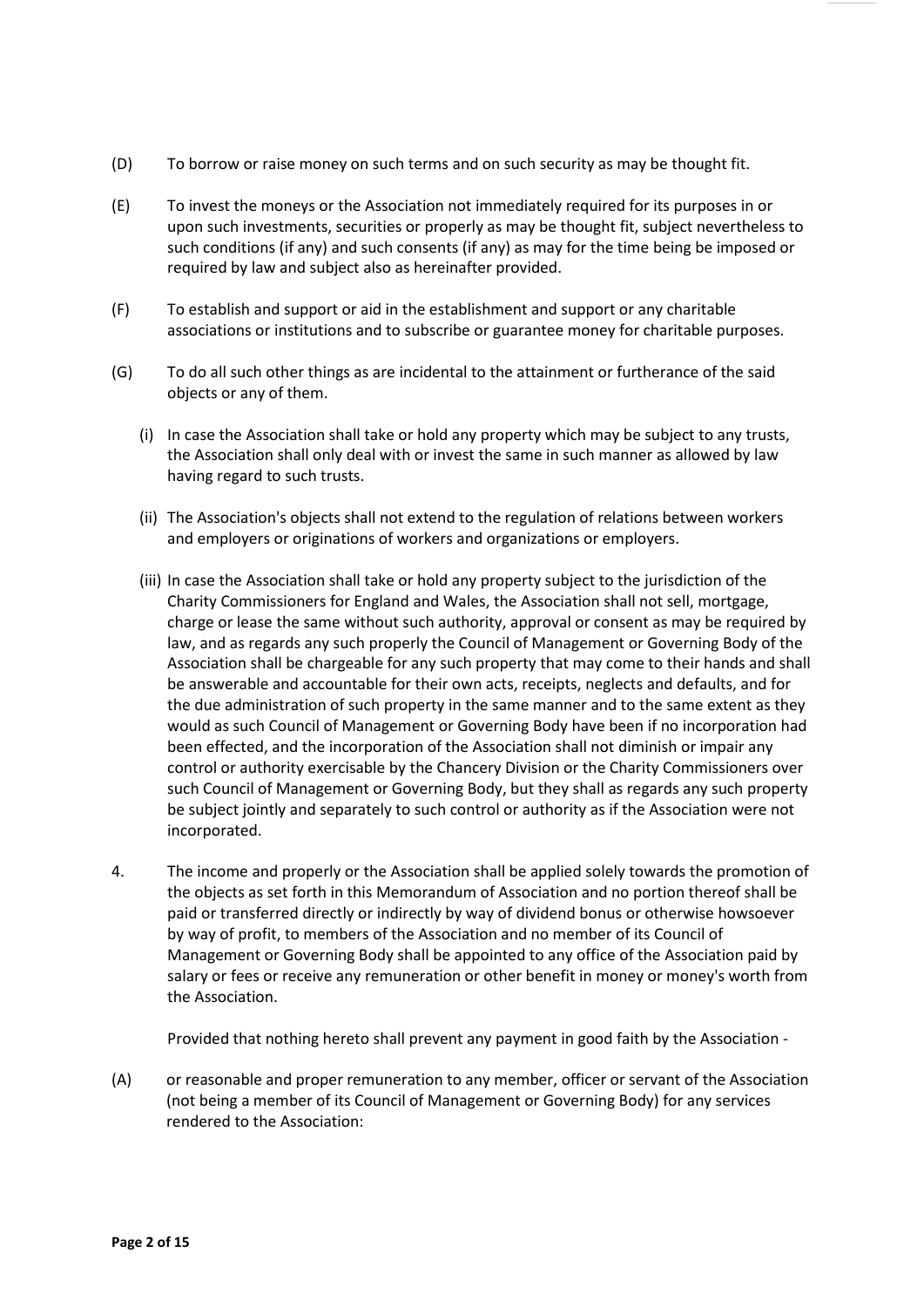(D) To borrow or raise money on such terms and on such security as may be thought fit.

(E) To invest the moneys or the Association not immediately required for its purposes in or upon such investments, securities or properly as may be thought fit, subject nevertheless to such conditions (if any) and such consents (if any) as may for the time being be imposed or required by law and subject also as hereinafter provided.

(F) To establish and support or aid in the establishment and support or any charitable associations or institutions and to subscribe or guarantee money for charitable purposes.

(G) To do all such other things as are incidental to the attainment or furtherance of the said objects or any of them.

(i) In case the Association shall take or hold any property which may be subject to any trusts, the Association shall only deal with or invest the same in such manner as allowed by law having regard to such trusts.

(ii) The Association's objects shall not extend to the regulation of relations between workers and employers or originations of workers and organizations or employers.

(iii) In case the Association shall take or hold any property subject to the jurisdiction of the Charity Commissioners for England and Wales, the Association shall not sell, mortgage, charge or lease the same without such authority, approval or consent as may be required by law, and as regards any such properly the Council of Management or Governing Body of the Association shall be chargeable for any such property that may come to their hands and shall be answerable and accountable for their own acts, receipts, neglects and defaults, and for the due administration of such property in the same manner and to the same extent as they would as such Council of Management or Governing Body have been if no incorporation had been effected, and the incorporation of the Association shall not diminish or impair any control or authority exercisable by the Chancery Division or the Charity Commissioners over such Council of Management or Governing Body, but they shall as regards any such property be subject jointly and separately to such control or authority as if the Association were not incorporated.

4. The income and properly or the Association shall be applied solely towards the promotion of the objects as set forth in this Memorandum of Association and no portion thereof shall be paid or transferred directly or indirectly by way of dividend bonus or otherwise howsoever by way of profit, to members of the Association and no member of its Council of Management or Governing Body shall be appointed to any office of the Association paid by salary or fees or receive any remuneration or other benefit in money or money's worth from the Association.

Provided that nothing hereto shall prevent any payment in good faith by the Association -

(A) or reasonable and proper remuneration to any member, officer or servant of the Association (not being a member of its Council of Management or Governing Body) for any services rendered to the Association: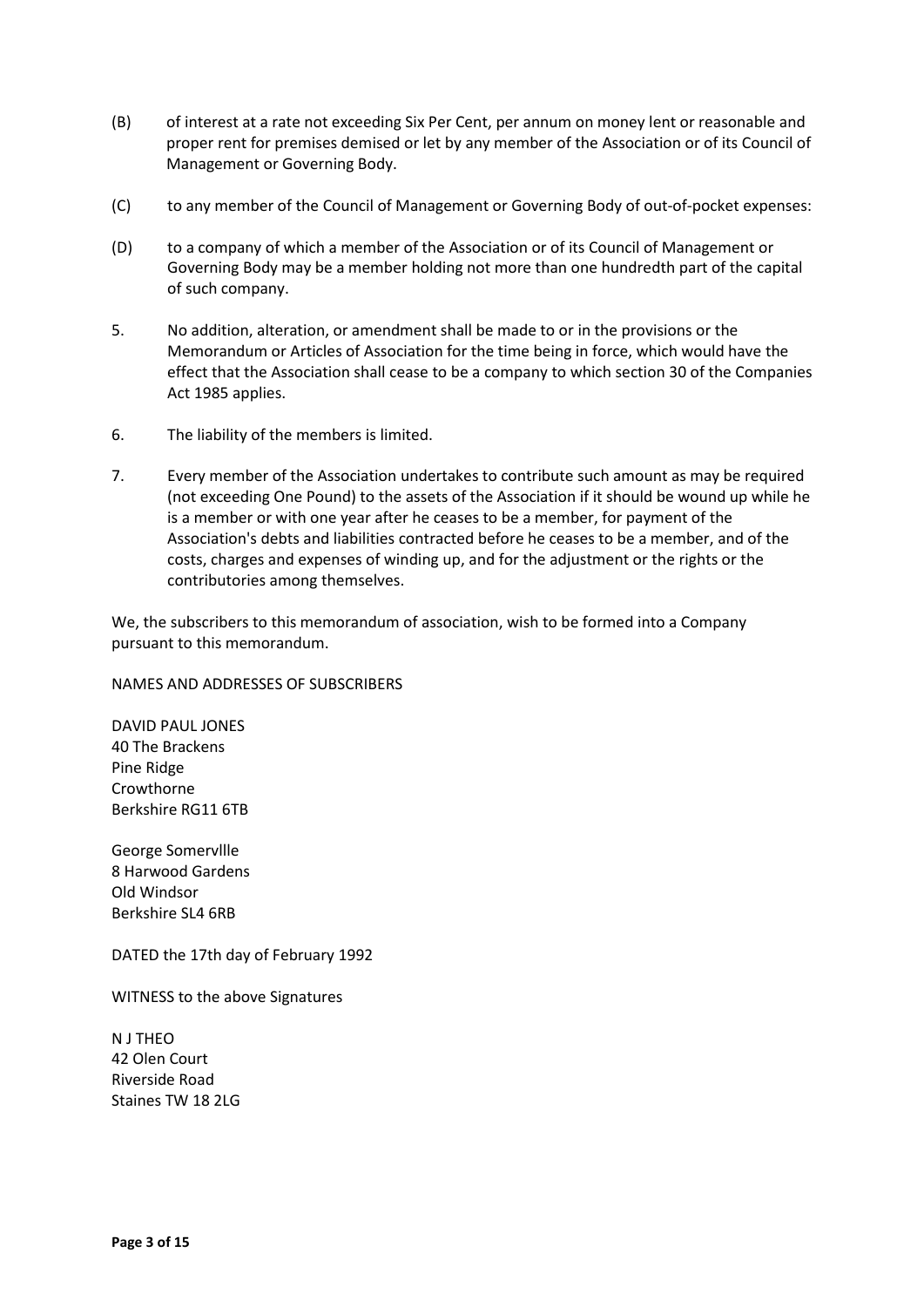(B) of interest at a rate not exceeding Six Per Cent, per annum on money lent or reasonable and proper rent for premises demised or let by any member of the Association or of its Council of Management or Governing Body.

(C) to any member of the Council of Management or Governing Body of out-of-pocket expenses:

(D) to a company of which a member of the Association or of its Council of Management or Governing Body may be a member holding not more than one hundredth part of the capital of such company.

5. No addition, alteration, or amendment shall be made to or in the provisions or the Memorandum or Articles of Association for the time being in force, which would have the effect that the Association shall cease to be a company to which section 30 of the Companies Act 1985 applies.

6. The liability of the members is limited.

7. Every member of the Association undertakes to contribute such amount as may be required (not exceeding One Pound) to the assets of the Association if it should be wound up while he is a member or with one year after he ceases to be a member, for payment of the Association's debts and liabilities contracted before he ceases to be a member, and of the costs, charges and expenses of winding up, and for the adjustment or the rights or the contributories among themselves.

We, the subscribers to this memorandum of association, wish to be formed into a Company pursuant to this memorandum.

NAMES AND ADDRESSES OF SUBSCRIBERS

DAVID PAUL JONES
40 The Brackens
Pine Ridge
Crowthorne
Berkshire RG11 6TB

George Somervllle
8 Harwood Gardens
Old Windsor
Berkshire SL4 6RB

DATED the 17th day of February 1992

WITNESS to the above Signatures

N J THEO
42 Olen Court
Riverside Road
Staines TW 18 2LG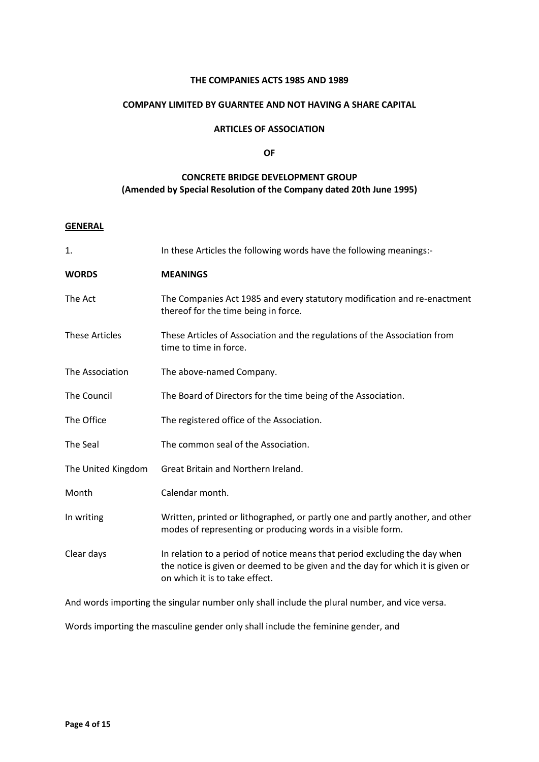**THE COMPANIES ACTS 1985 AND 1989**

**COMPANY LIMITED BY GUARNTEE AND NOT HAVING A SHARE CAPITAL**

**ARTICLES OF ASSOCIATION**

**OF**

**CONCRETE BRIDGE DEVELOPMENT GROUP**
**(Amended by Special Resolution of the Company dated 20th June 1995)**

**GENERAL**

1. In these Articles the following words have the following meanings:-

| **WORDS** | **MEANINGS** |
|---|---|
| The Act | The Companies Act 1985 and every statutory modification and re-enactment thereof for the time being in force. |
| These Articles | These Articles of Association and the regulations of the Association from time to time in force. |
| The Association | The above-named Company. |
| The Council | The Board of Directors for the time being of the Association. |
| The Office | The registered office of the Association. |
| The Seal | The common seal of the Association. |
| The United Kingdom | Great Britain and Northern Ireland. |
| Month | Calendar month. |
| In writing | Written, printed or lithographed, or partly one and partly another, and other modes of representing or producing words in a visible form. |
| Clear days | In relation to a period of notice means that period excluding the day when the notice is given or deemed to be given and the day for which it is given or on which it is to take effect. |

And words importing the singular number only shall include the plural number, and vice versa.

Words importing the masculine gender only shall include the feminine gender, and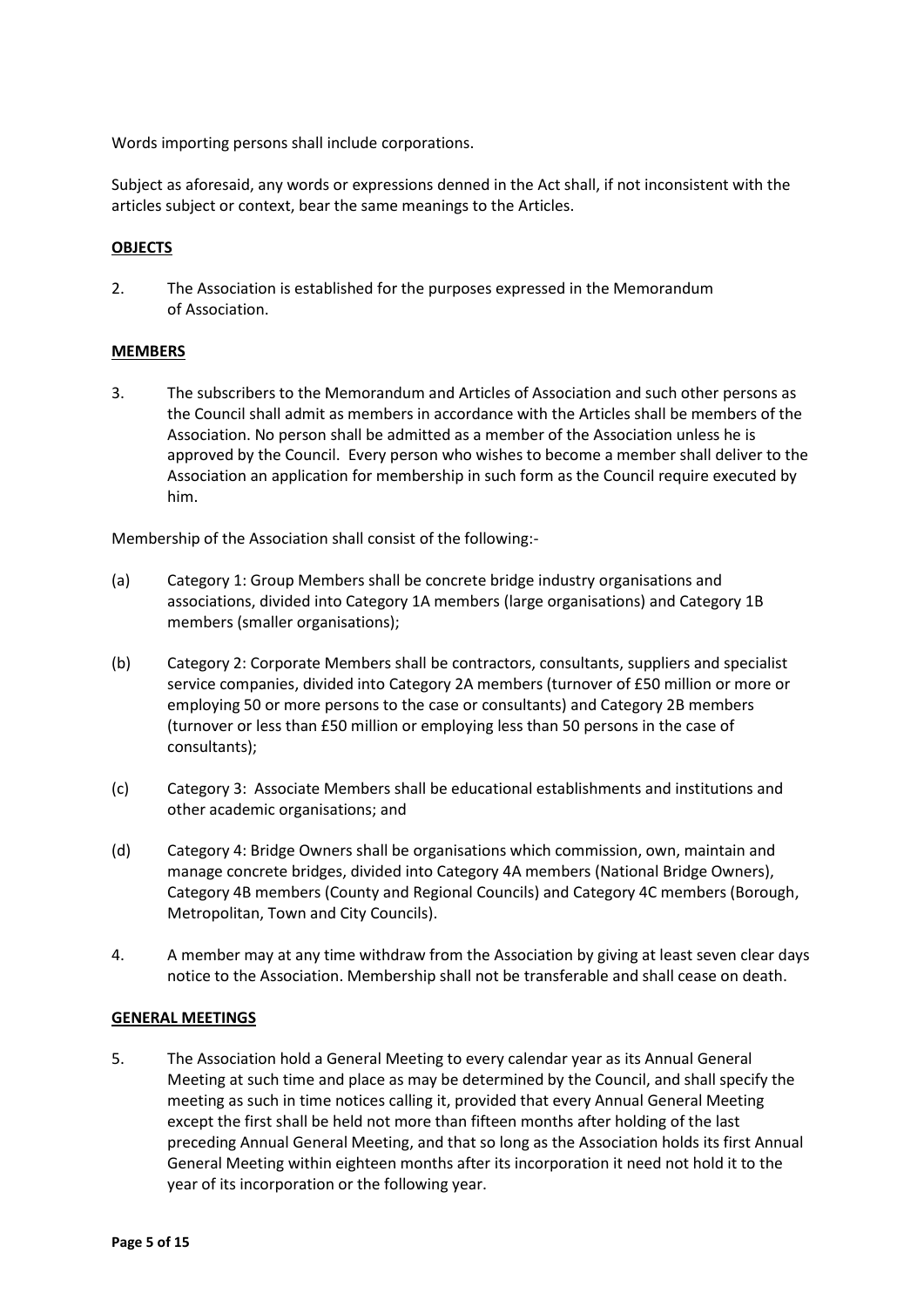Words importing persons shall include corporations.

Subject as aforesaid, any words or expressions denned in the Act shall, if not inconsistent with the articles subject or context, bear the same meanings to the Articles.

**OBJECTS**

2. The Association is established for the purposes expressed in the Memorandum of Association.

**MEMBERS**

3. The subscribers to the Memorandum and Articles of Association and such other persons as the Council shall admit as members in accordance with the Articles shall be members of the Association. No person shall be admitted as a member of the Association unless he is approved by the Council. Every person who wishes to become a member shall deliver to the Association an application for membership in such form as the Council require executed by him.

Membership of the Association shall consist of the following:-

(a) Category 1: Group Members shall be concrete bridge industry organisations and associations, divided into Category 1A members (large organisations) and Category 1B members (smaller organisations);

(b) Category 2: Corporate Members shall be contractors, consultants, suppliers and specialist service companies, divided into Category 2A members (turnover of £50 million or more or employing 50 or more persons to the case or consultants) and Category 2B members (turnover or less than £50 million or employing less than 50 persons in the case of consultants);

(c) Category 3: Associate Members shall be educational establishments and institutions and other academic organisations; and

(d) Category 4: Bridge Owners shall be organisations which commission, own, maintain and manage concrete bridges, divided into Category 4A members (National Bridge Owners), Category 4B members (County and Regional Councils) and Category 4C members (Borough, Metropolitan, Town and City Councils).

4. A member may at any time withdraw from the Association by giving at least seven clear days notice to the Association. Membership shall not be transferable and shall cease on death.

**GENERAL MEETINGS**

5. The Association hold a General Meeting to every calendar year as its Annual General Meeting at such time and place as may be determined by the Council, and shall specify the meeting as such in time notices calling it, provided that every Annual General Meeting except the first shall be held not more than fifteen months after holding of the last preceding Annual General Meeting, and that so long as the Association holds its first Annual General Meeting within eighteen months after its incorporation it need not hold it to the year of its incorporation or the following year.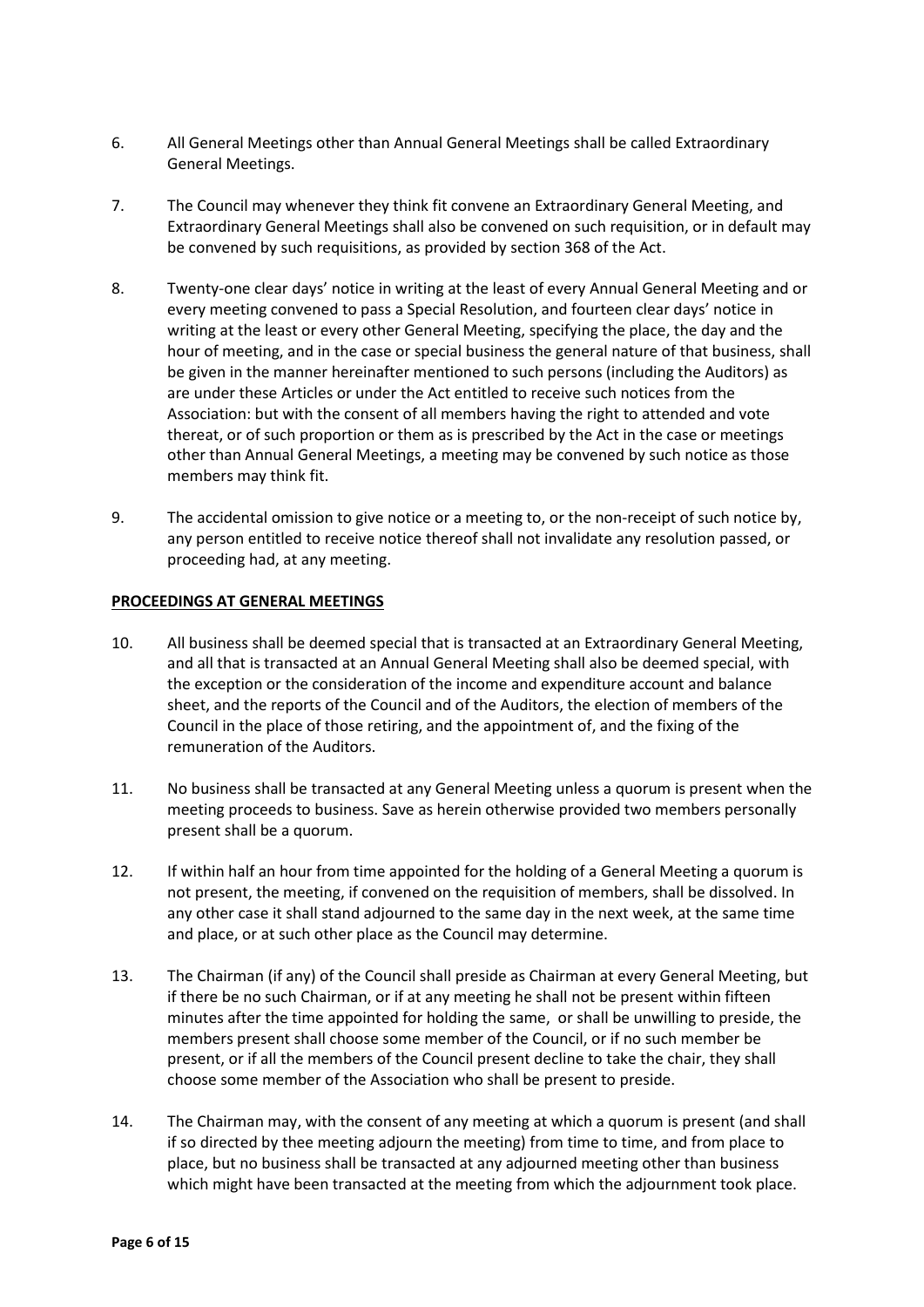6. All General Meetings other than Annual General Meetings shall be called Extraordinary General Meetings.

7. The Council may whenever they think fit convene an Extraordinary General Meeting, and Extraordinary General Meetings shall also be convened on such requisition, or in default may be convened by such requisitions, as provided by section 368 of the Act.

8. Twenty-one clear days' notice in writing at the least of every Annual General Meeting and or every meeting convened to pass a Special Resolution, and fourteen clear days' notice in writing at the least or every other General Meeting, specifying the place, the day and the hour of meeting, and in the case or special business the general nature of that business, shall be given in the manner hereinafter mentioned to such persons (including the Auditors) as are under these Articles or under the Act entitled to receive such notices from the Association: but with the consent of all members having the right to attended and vote thereat, or of such proportion or them as is prescribed by the Act in the case or meetings other than Annual General Meetings, a meeting may be convened by such notice as those members may think fit.

9. The accidental omission to give notice or a meeting to, or the non-receipt of such notice by, any person entitled to receive notice thereof shall not invalidate any resolution passed, or proceeding had, at any meeting.

**PROCEEDINGS AT GENERAL MEETINGS**

10. All business shall be deemed special that is transacted at an Extraordinary General Meeting, and all that is transacted at an Annual General Meeting shall also be deemed special, with the exception or the consideration of the income and expenditure account and balance sheet, and the reports of the Council and of the Auditors, the election of members of the Council in the place of those retiring, and the appointment of, and the fixing of the remuneration of the Auditors.

11. No business shall be transacted at any General Meeting unless a quorum is present when the meeting proceeds to business. Save as herein otherwise provided two members personally present shall be a quorum.

12. If within half an hour from time appointed for the holding of a General Meeting a quorum is not present, the meeting, if convened on the requisition of members, shall be dissolved. In any other case it shall stand adjourned to the same day in the next week, at the same time and place, or at such other place as the Council may determine.

13. The Chairman (if any) of the Council shall preside as Chairman at every General Meeting, but if there be no such Chairman, or if at any meeting he shall not be present within fifteen minutes after the time appointed for holding the same, or shall be unwilling to preside, the members present shall choose some member of the Council, or if no such member be present, or if all the members of the Council present decline to take the chair, they shall choose some member of the Association who shall be present to preside.

14. The Chairman may, with the consent of any meeting at which a quorum is present (and shall if so directed by thee meeting adjourn the meeting) from time to time, and from place to place, but no business shall be transacted at any adjourned meeting other than business which might have been transacted at the meeting from which the adjournment took place.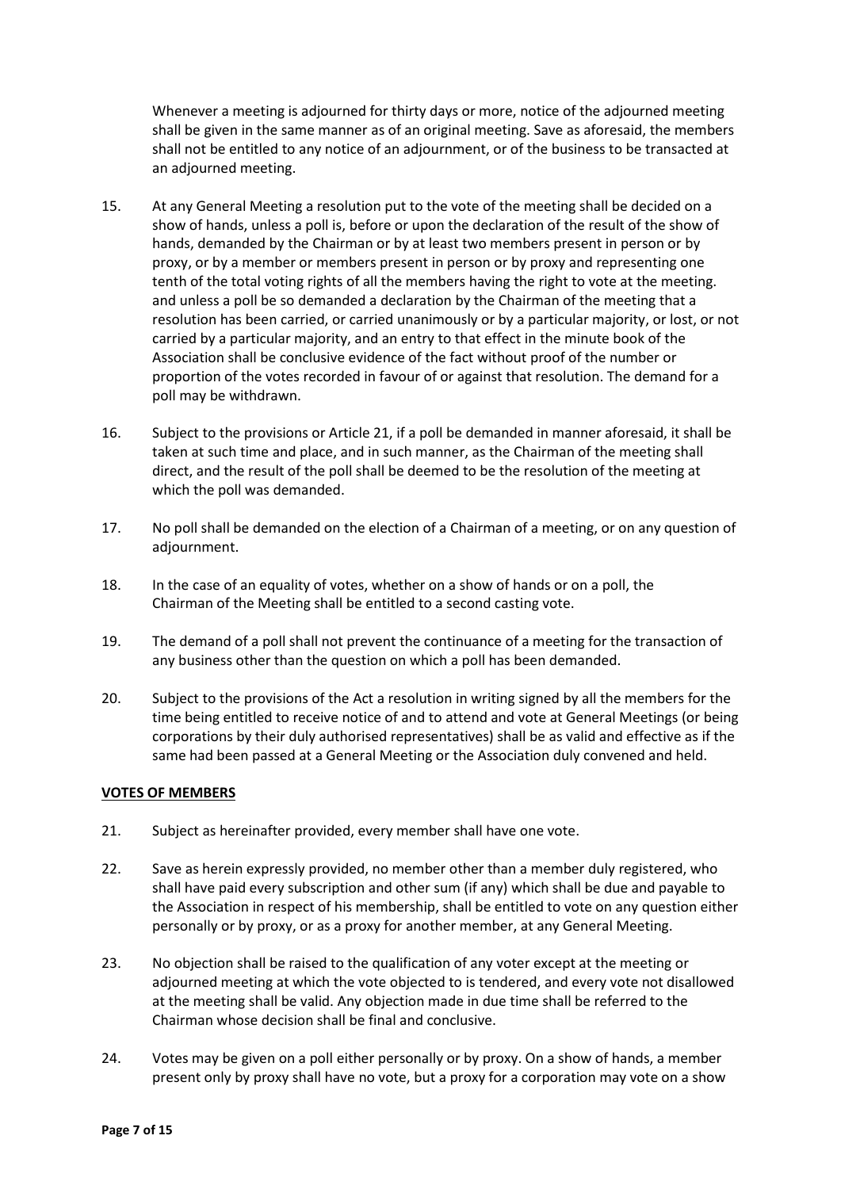Whenever a meeting is adjourned for thirty days or more, notice of the adjourned meeting shall be given in the same manner as of an original meeting. Save as aforesaid, the members shall not be entitled to any notice of an adjournment, or of the business to be transacted at an adjourned meeting.

15. At any General Meeting a resolution put to the vote of the meeting shall be decided on a show of hands, unless a poll is, before or upon the declaration of the result of the show of hands, demanded by the Chairman or by at least two members present in person or by proxy, or by a member or members present in person or by proxy and representing one tenth of the total voting rights of all the members having the right to vote at the meeting. and unless a poll be so demanded a declaration by the Chairman of the meeting that a resolution has been carried, or carried unanimously or by a particular majority, or lost, or not carried by a particular majority, and an entry to that effect in the minute book of the Association shall be conclusive evidence of the fact without proof of the number or proportion of the votes recorded in favour of or against that resolution. The demand for a poll may be withdrawn.

16. Subject to the provisions or Article 21, if a poll be demanded in manner aforesaid, it shall be taken at such time and place, and in such manner, as the Chairman of the meeting shall direct, and the result of the poll shall be deemed to be the resolution of the meeting at which the poll was demanded.

17. No poll shall be demanded on the election of a Chairman of a meeting, or on any question of adjournment.

18. In the case of an equality of votes, whether on a show of hands or on a poll, the Chairman of the Meeting shall be entitled to a second casting vote.

19. The demand of a poll shall not prevent the continuance of a meeting for the transaction of any business other than the question on which a poll has been demanded.

20. Subject to the provisions of the Act a resolution in writing signed by all the members for the time being entitled to receive notice of and to attend and vote at General Meetings (or being corporations by their duly authorised representatives) shall be as valid and effective as if the same had been passed at a General Meeting or the Association duly convened and held.

**VOTES OF MEMBERS**

21. Subject as hereinafter provided, every member shall have one vote.

22. Save as herein expressly provided, no member other than a member duly registered, who shall have paid every subscription and other sum (if any) which shall be due and payable to the Association in respect of his membership, shall be entitled to vote on any question either personally or by proxy, or as a proxy for another member, at any General Meeting.

23. No objection shall be raised to the qualification of any voter except at the meeting or adjourned meeting at which the vote objected to is tendered, and every vote not disallowed at the meeting shall be valid. Any objection made in due time shall be referred to the Chairman whose decision shall be final and conclusive.

24. Votes may be given on a poll either personally or by proxy. On a show of hands, a member present only by proxy shall have no vote, but a proxy for a corporation may vote on a show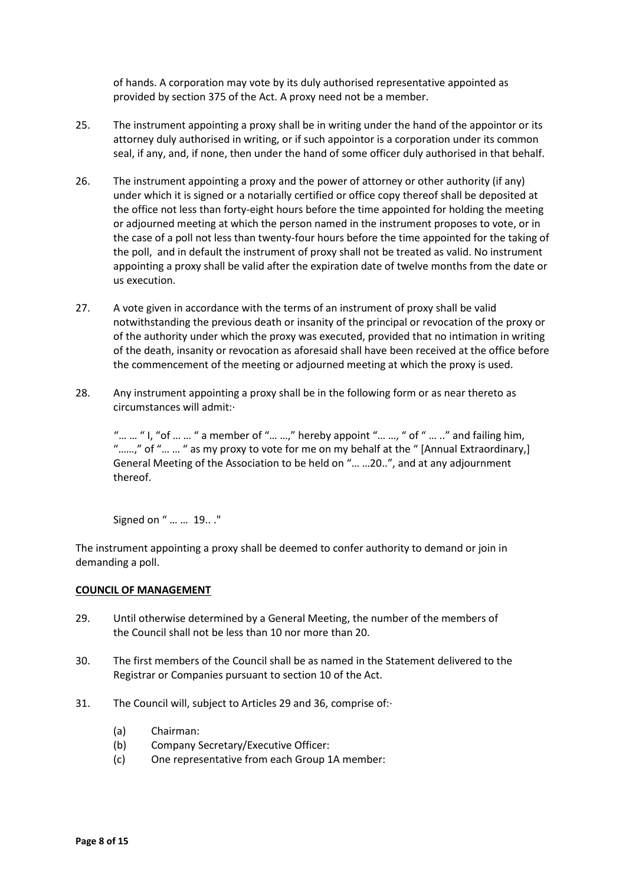of hands. A corporation may vote by its duly authorised representative appointed as provided by section 375 of the Act. A proxy need not be a member.

25. The instrument appointing a proxy shall be in writing under the hand of the appointor or its attorney duly authorised in writing, or if such appointor is a corporation under its common seal, if any, and, if none, then under the hand of some officer duly authorised in that behalf.

26. The instrument appointing a proxy and the power of attorney or other authority (if any) under which it is signed or a notarially certified or office copy thereof shall be deposited at the office not less than forty-eight hours before the time appointed for holding the meeting or adjourned meeting at which the person named in the instrument proposes to vote, or in the case of a poll not less than twenty-four hours before the time appointed for the taking of the poll, and in default the instrument of proxy shall not be treated as valid. No instrument appointing a proxy shall be valid after the expiration date of twelve months from the date or us execution.

27. A vote given in accordance with the terms of an instrument of proxy shall be valid notwithstanding the previous death or insanity of the principal or revocation of the proxy or of the authority under which the proxy was executed, provided that no intimation in writing of the death, insanity or revocation as aforesaid shall have been received at the office before the commencement of the meeting or adjourned meeting at which the proxy is used.

28. Any instrument appointing a proxy shall be in the following form or as near thereto as circumstances will admit:·

   "… … " I, "of … … " a member of "… …," hereby appoint "… …, " of " … .." and failing him, "……," of "… … " as my proxy to vote for me on my behalf at the " [Annual Extraordinary,] General Meeting of the Association to be held on "… …20..", and at any adjournment thereof.

   Signed on " … … 19.. ."

The instrument appointing a proxy shall be deemed to confer authority to demand or join in demanding a poll.

**COUNCIL OF MANAGEMENT**

29. Until otherwise determined by a General Meeting, the number of the members of the Council shall not be less than 10 nor more than 20.

30. The first members of the Council shall be as named in the Statement delivered to the Registrar or Companies pursuant to section 10 of the Act.

31. The Council will, subject to Articles 29 and 36, comprise of:·

   (a) Chairman:
   (b) Company Secretary/Executive Officer:
   (c) One representative from each Group 1A member: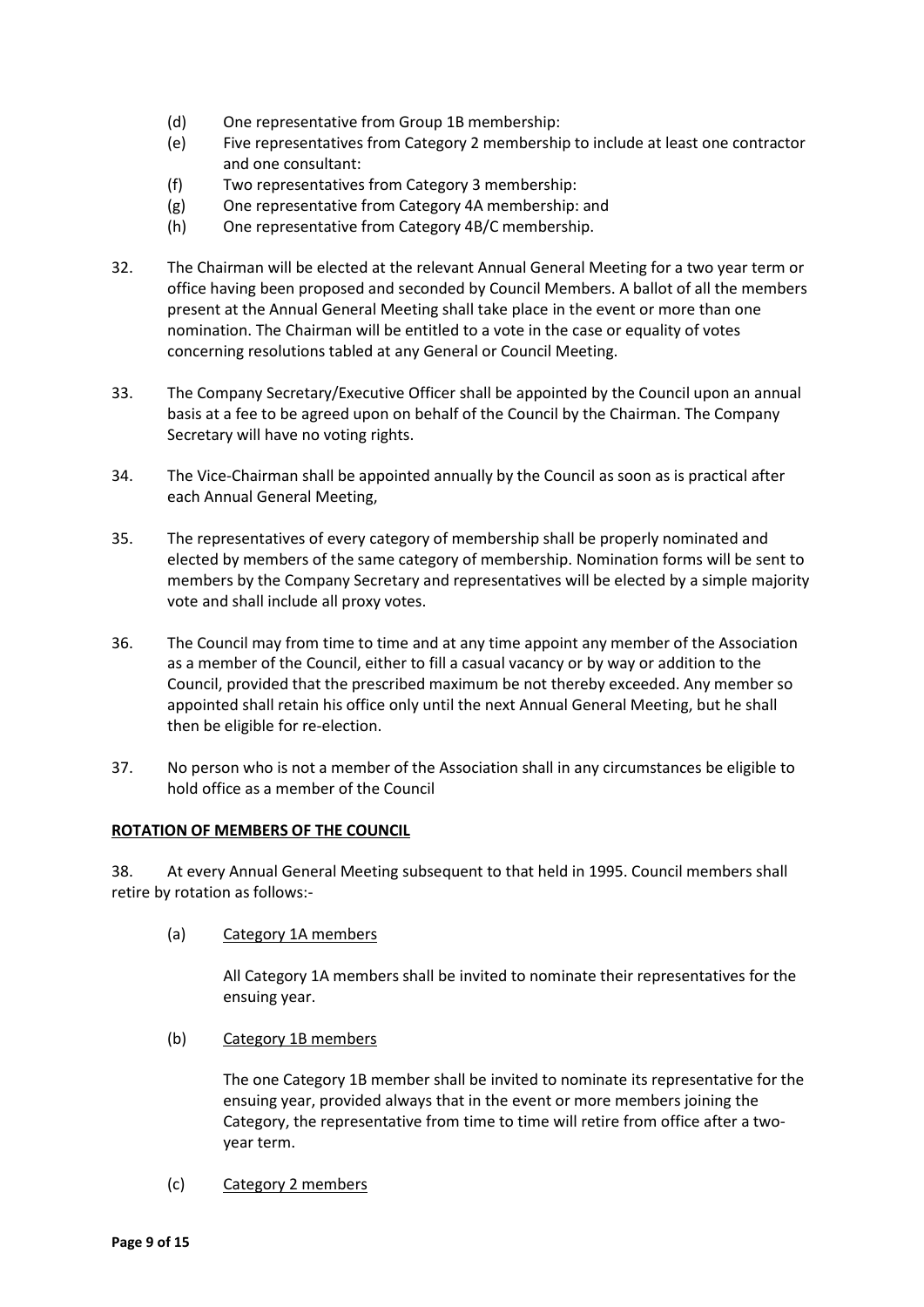(d) One representative from Group 1B membership:

(e) Five representatives from Category 2 membership to include at least one contractor and one consultant:

(f) Two representatives from Category 3 membership:

(g) One representative from Category 4A membership: and

(h) One representative from Category 4B/C membership.

32. The Chairman will be elected at the relevant Annual General Meeting for a two year term or office having been proposed and seconded by Council Members. A ballot of all the members present at the Annual General Meeting shall take place in the event or more than one nomination. The Chairman will be entitled to a vote in the case or equality of votes concerning resolutions tabled at any General or Council Meeting.

33. The Company Secretary/Executive Officer shall be appointed by the Council upon an annual basis at a fee to be agreed upon on behalf of the Council by the Chairman. The Company Secretary will have no voting rights.

34. The Vice-Chairman shall be appointed annually by the Council as soon as is practical after each Annual General Meeting,

35. The representatives of every category of membership shall be properly nominated and elected by members of the same category of membership. Nomination forms will be sent to members by the Company Secretary and representatives will be elected by a simple majority vote and shall include all proxy votes.

36. The Council may from time to time and at any time appoint any member of the Association as a member of the Council, either to fill a casual vacancy or by way or addition to the Council, provided that the prescribed maximum be not thereby exceeded. Any member so appointed shall retain his office only until the next Annual General Meeting, but he shall then be eligible for re-election.

37. No person who is not a member of the Association shall in any circumstances be eligible to hold office as a member of the Council

**ROTATION OF MEMBERS OF THE COUNCIL**

38. At every Annual General Meeting subsequent to that held in 1995. Council members shall retire by rotation as follows:-

(a) Category 1A members

All Category 1A members shall be invited to nominate their representatives for the ensuing year.

(b) Category 1B members

The one Category 1B member shall be invited to nominate its representative for the ensuing year, provided always that in the event or more members joining the Category, the representative from time to time will retire from office after a two-year term.

(c) Category 2 members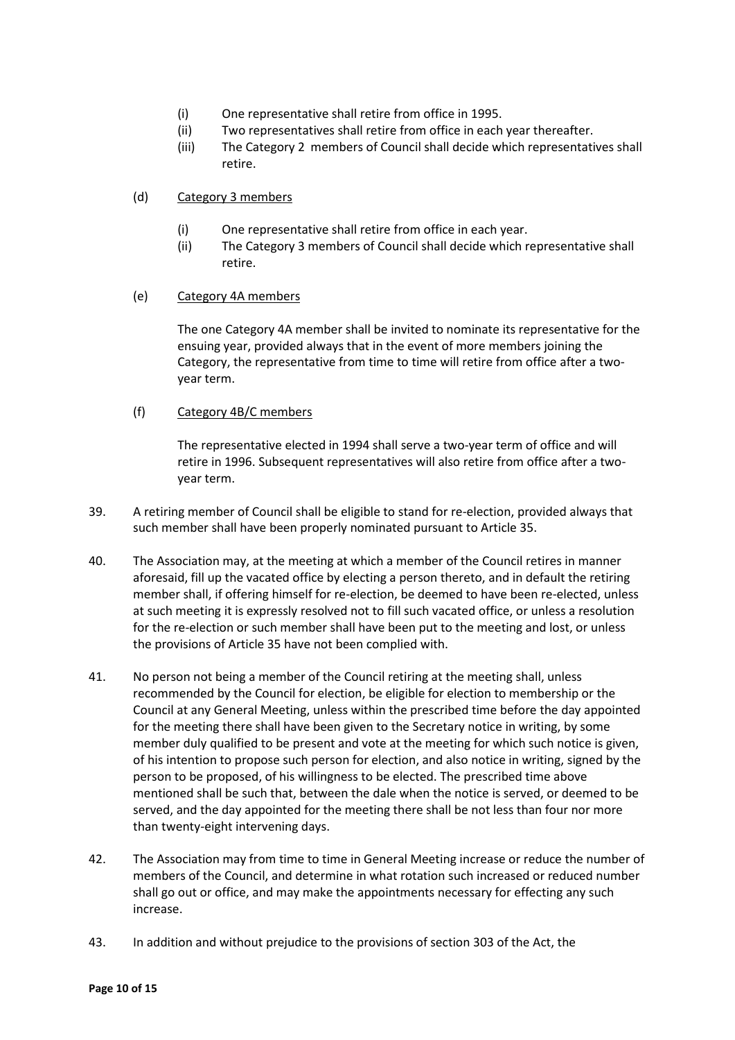- (i) One representative shall retire from office in 1995.
- (ii) Two representatives shall retire from office in each year thereafter.
- (iii) The Category 2 members of Council shall decide which representatives shall retire.

(d) Category 3 members

- (i) One representative shall retire from office in each year.
- (ii) The Category 3 members of Council shall decide which representative shall retire.

(e) Category 4A members

The one Category 4A member shall be invited to nominate its representative for the ensuing year, provided always that in the event of more members joining the Category, the representative from time to time will retire from office after a two-year term.

(f) Category 4B/C members

The representative elected in 1994 shall serve a two-year term of office and will retire in 1996. Subsequent representatives will also retire from office after a two-year term.

39. A retiring member of Council shall be eligible to stand for re-election, provided always that such member shall have been properly nominated pursuant to Article 35.

40. The Association may, at the meeting at which a member of the Council retires in manner aforesaid, fill up the vacated office by electing a person thereto, and in default the retiring member shall, if offering himself for re-election, be deemed to have been re-elected, unless at such meeting it is expressly resolved not to fill such vacated office, or unless a resolution for the re-election or such member shall have been put to the meeting and lost, or unless the provisions of Article 35 have not been complied with.

41. No person not being a member of the Council retiring at the meeting shall, unless recommended by the Council for election, be eligible for election to membership or the Council at any General Meeting, unless within the prescribed time before the day appointed for the meeting there shall have been given to the Secretary notice in writing, by some member duly qualified to be present and vote at the meeting for which such notice is given, of his intention to propose such person for election, and also notice in writing, signed by the person to be proposed, of his willingness to be elected. The prescribed time above mentioned shall be such that, between the dale when the notice is served, or deemed to be served, and the day appointed for the meeting there shall be not less than four nor more than twenty-eight intervening days.

42. The Association may from time to time in General Meeting increase or reduce the number of members of the Council, and determine in what rotation such increased or reduced number shall go out or office, and may make the appointments necessary for effecting any such increase.

43. In addition and without prejudice to the provisions of section 303 of the Act, the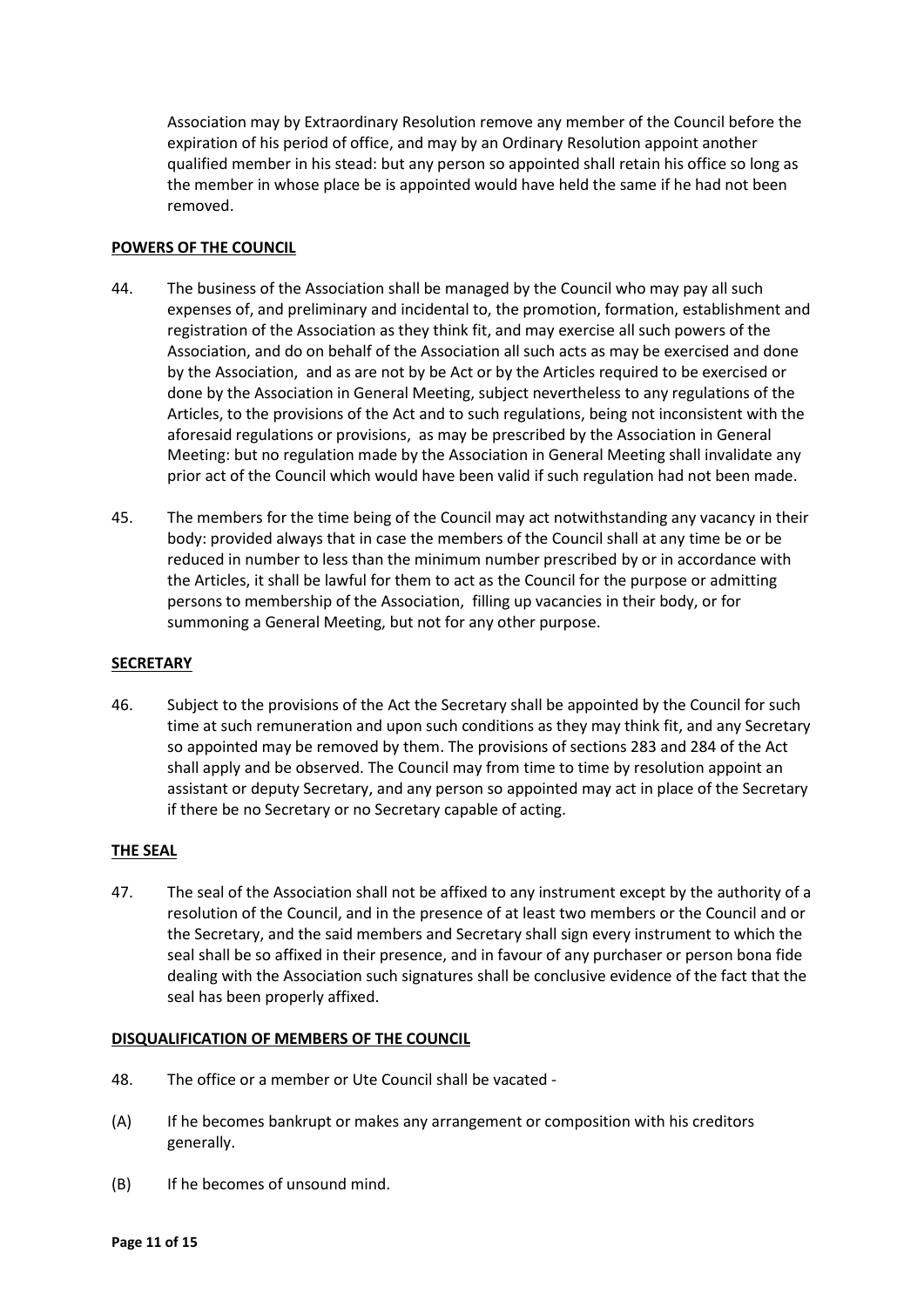Association may by Extraordinary Resolution remove any member of the Council before the expiration of his period of office, and may by an Ordinary Resolution appoint another qualified member in his stead: but any person so appointed shall retain his office so long as the member in whose place be is appointed would have held the same if he had not been removed.

**POWERS OF THE COUNCIL**

44. The business of the Association shall be managed by the Council who may pay all such expenses of, and preliminary and incidental to, the promotion, formation, establishment and registration of the Association as they think fit, and may exercise all such powers of the Association, and do on behalf of the Association all such acts as may be exercised and done by the Association, and as are not by be Act or by the Articles required to be exercised or done by the Association in General Meeting, subject nevertheless to any regulations of the Articles, to the provisions of the Act and to such regulations, being not inconsistent with the aforesaid regulations or provisions, as may be prescribed by the Association in General Meeting: but no regulation made by the Association in General Meeting shall invalidate any prior act of the Council which would have been valid if such regulation had not been made.

45. The members for the time being of the Council may act notwithstanding any vacancy in their body: provided always that in case the members of the Council shall at any time be or be reduced in number to less than the minimum number prescribed by or in accordance with the Articles, it shall be lawful for them to act as the Council for the purpose or admitting persons to membership of the Association, filling up vacancies in their body, or for summoning a General Meeting, but not for any other purpose.

**SECRETARY**

46. Subject to the provisions of the Act the Secretary shall be appointed by the Council for such time at such remuneration and upon such conditions as they may think fit, and any Secretary so appointed may be removed by them. The provisions of sections 283 and 284 of the Act shall apply and be observed. The Council may from time to time by resolution appoint an assistant or deputy Secretary, and any person so appointed may act in place of the Secretary if there be no Secretary or no Secretary capable of acting.

**THE SEAL**

47. The seal of the Association shall not be affixed to any instrument except by the authority of a resolution of the Council, and in the presence of at least two members or the Council and or the Secretary, and the said members and Secretary shall sign every instrument to which the seal shall be so affixed in their presence, and in favour of any purchaser or person bona fide dealing with the Association such signatures shall be conclusive evidence of the fact that the seal has been properly affixed.

**DISQUALIFICATION OF MEMBERS OF THE COUNCIL**

48. The office or a member or Ute Council shall be vacated -

(A) If he becomes bankrupt or makes any arrangement or composition with his creditors generally.

(B) If he becomes of unsound mind.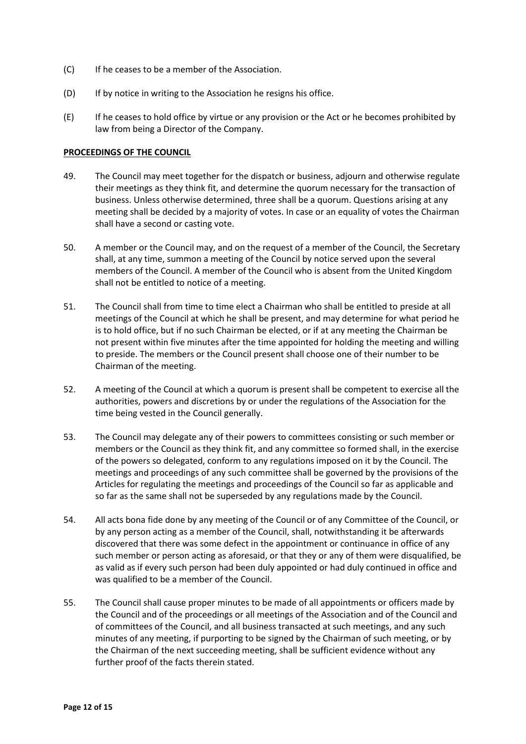(C) If he ceases to be a member of the Association.

(D) If by notice in writing to the Association he resigns his office.

(E) If he ceases to hold office by virtue or any provision or the Act or he becomes prohibited by law from being a Director of the Company.

**PROCEEDINGS OF THE COUNCIL**

49. The Council may meet together for the dispatch or business, adjourn and otherwise regulate their meetings as they think fit, and determine the quorum necessary for the transaction of business. Unless otherwise determined, three shall be a quorum. Questions arising at any meeting shall be decided by a majority of votes. In case or an equality of votes the Chairman shall have a second or casting vote.

50. A member or the Council may, and on the request of a member of the Council, the Secretary shall, at any time, summon a meeting of the Council by notice served upon the several members of the Council. A member of the Council who is absent from the United Kingdom shall not be entitled to notice of a meeting.

51. The Council shall from time to time elect a Chairman who shall be entitled to preside at all meetings of the Council at which he shall be present, and may determine for what period he is to hold office, but if no such Chairman be elected, or if at any meeting the Chairman be not present within five minutes after the time appointed for holding the meeting and willing to preside. The members or the Council present shall choose one of their number to be Chairman of the meeting.

52. A meeting of the Council at which a quorum is present shall be competent to exercise all the authorities, powers and discretions by or under the regulations of the Association for the time being vested in the Council generally.

53. The Council may delegate any of their powers to committees consisting or such member or members or the Council as they think fit, and any committee so formed shall, in the exercise of the powers so delegated, conform to any regulations imposed on it by the Council. The meetings and proceedings of any such committee shall be governed by the provisions of the Articles for regulating the meetings and proceedings of the Council so far as applicable and so far as the same shall not be superseded by any regulations made by the Council.

54. All acts bona fide done by any meeting of the Council or of any Committee of the Council, or by any person acting as a member of the Council, shall, notwithstanding it be afterwards discovered that there was some defect in the appointment or continuance in office of any such member or person acting as aforesaid, or that they or any of them were disqualified, be as valid as if every such person had been duly appointed or had duly continued in office and was qualified to be a member of the Council.

55. The Council shall cause proper minutes to be made of all appointments or officers made by the Council and of the proceedings or all meetings of the Association and of the Council and of committees of the Council, and all business transacted at such meetings, and any such minutes of any meeting, if purporting to be signed by the Chairman of such meeting, or by the Chairman of the next succeeding meeting, shall be sufficient evidence without any further proof of the facts therein stated.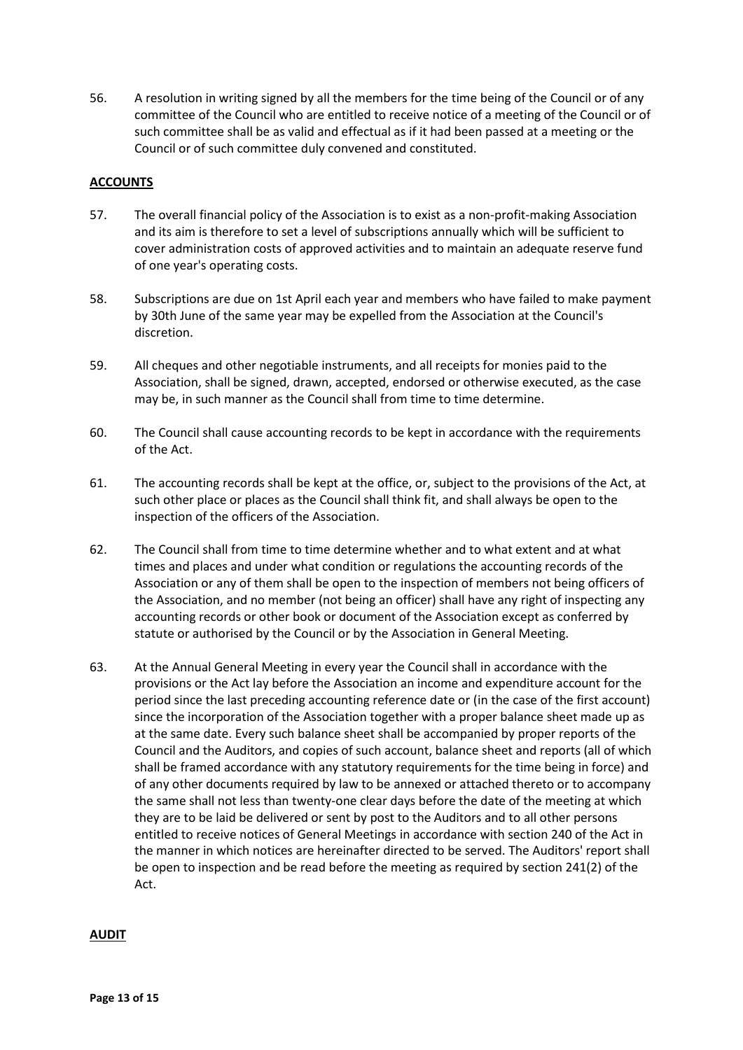56. A resolution in writing signed by all the members for the time being of the Council or of any committee of the Council who are entitled to receive notice of a meeting of the Council or of such committee shall be as valid and effectual as if it had been passed at a meeting or the Council or of such committee duly convened and constituted.

**ACCOUNTS**

57. The overall financial policy of the Association is to exist as a non-profit-making Association and its aim is therefore to set a level of subscriptions annually which will be sufficient to cover administration costs of approved activities and to maintain an adequate reserve fund of one year's operating costs.

58. Subscriptions are due on 1st April each year and members who have failed to make payment by 30th June of the same year may be expelled from the Association at the Council's discretion.

59. All cheques and other negotiable instruments, and all receipts for monies paid to the Association, shall be signed, drawn, accepted, endorsed or otherwise executed, as the case may be, in such manner as the Council shall from time to time determine.

60. The Council shall cause accounting records to be kept in accordance with the requirements of the Act.

61. The accounting records shall be kept at the office, or, subject to the provisions of the Act, at such other place or places as the Council shall think fit, and shall always be open to the inspection of the officers of the Association.

62. The Council shall from time to time determine whether and to what extent and at what times and places and under what condition or regulations the accounting records of the Association or any of them shall be open to the inspection of members not being officers of the Association, and no member (not being an officer) shall have any right of inspecting any accounting records or other book or document of the Association except as conferred by statute or authorised by the Council or by the Association in General Meeting.

63. At the Annual General Meeting in every year the Council shall in accordance with the provisions or the Act lay before the Association an income and expenditure account for the period since the last preceding accounting reference date or (in the case of the first account) since the incorporation of the Association together with a proper balance sheet made up as at the same date. Every such balance sheet shall be accompanied by proper reports of the Council and the Auditors, and copies of such account, balance sheet and reports (all of which shall be framed accordance with any statutory requirements for the time being in force) and of any other documents required by law to be annexed or attached thereto or to accompany the same shall not less than twenty-one clear days before the date of the meeting at which they are to be laid be delivered or sent by post to the Auditors and to all other persons entitled to receive notices of General Meetings in accordance with section 240 of the Act in the manner in which notices are hereinafter directed to be served. The Auditors' report shall be open to inspection and be read before the meeting as required by section 241(2) of the Act.

**AUDIT**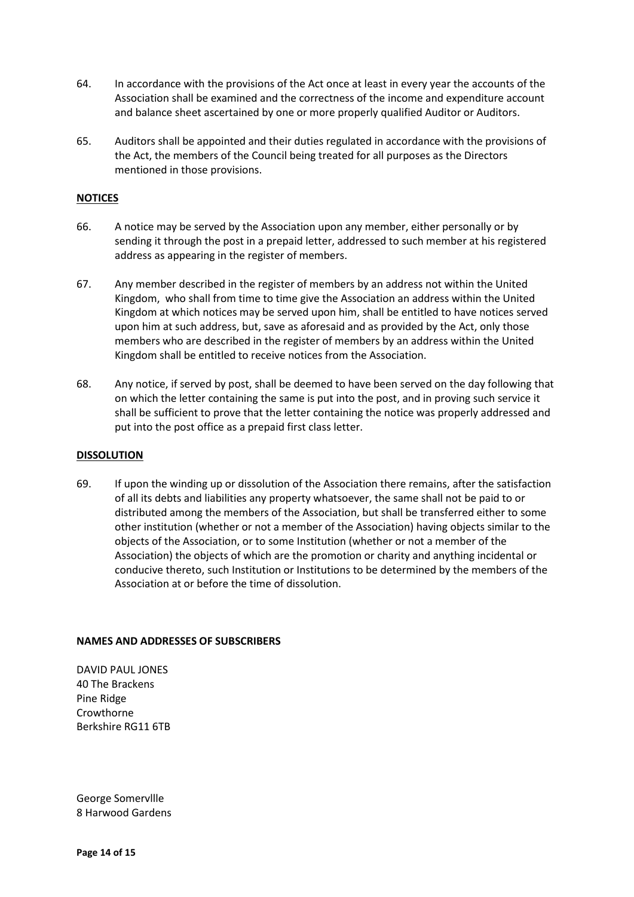64. In accordance with the provisions of the Act once at least in every year the accounts of the Association shall be examined and the correctness of the income and expenditure account and balance sheet ascertained by one or more properly qualified Auditor or Auditors.

65. Auditors shall be appointed and their duties regulated in accordance with the provisions of the Act, the members of the Council being treated for all purposes as the Directors mentioned in those provisions.

**NOTICES**

66. A notice may be served by the Association upon any member, either personally or by sending it through the post in a prepaid letter, addressed to such member at his registered address as appearing in the register of members.

67. Any member described in the register of members by an address not within the United Kingdom, who shall from time to time give the Association an address within the United Kingdom at which notices may be served upon him, shall be entitled to have notices served upon him at such address, but, save as aforesaid and as provided by the Act, only those members who are described in the register of members by an address within the United Kingdom shall be entitled to receive notices from the Association.

68. Any notice, if served by post, shall be deemed to have been served on the day following that on which the letter containing the same is put into the post, and in proving such service it shall be sufficient to prove that the letter containing the notice was properly addressed and put into the post office as a prepaid first class letter.

**DISSOLUTION**

69. If upon the winding up or dissolution of the Association there remains, after the satisfaction of all its debts and liabilities any property whatsoever, the same shall not be paid to or distributed among the members of the Association, but shall be transferred either to some other institution (whether or not a member of the Association) having objects similar to the objects of the Association, or to some Institution (whether or not a member of the Association) the objects of which are the promotion or charity and anything incidental or conducive thereto, such Institution or Institutions to be determined by the members of the Association at or before the time of dissolution.

**NAMES AND ADDRESSES OF SUBSCRIBERS**

DAVID PAUL JONES
40 The Brackens
Pine Ridge
Crowthorne
Berkshire RG11 6TB

George Somervllle
8 Harwood Gardens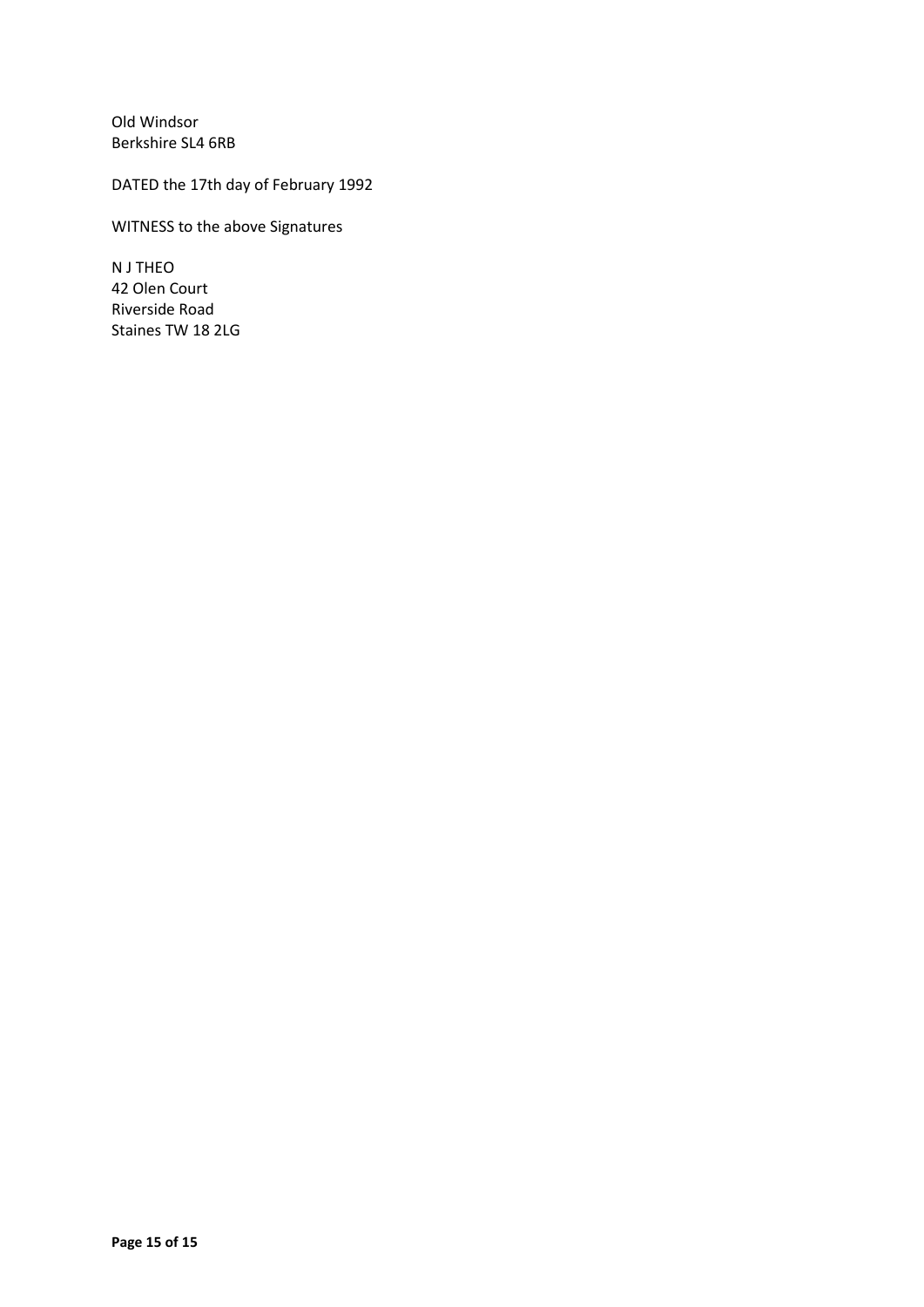Old Windsor
Berkshire SL4 6RB

DATED the 17th day of February 1992

WITNESS to the above Signatures

N J THEO
42 Olen Court
Riverside Road
Staines TW 18 2LG